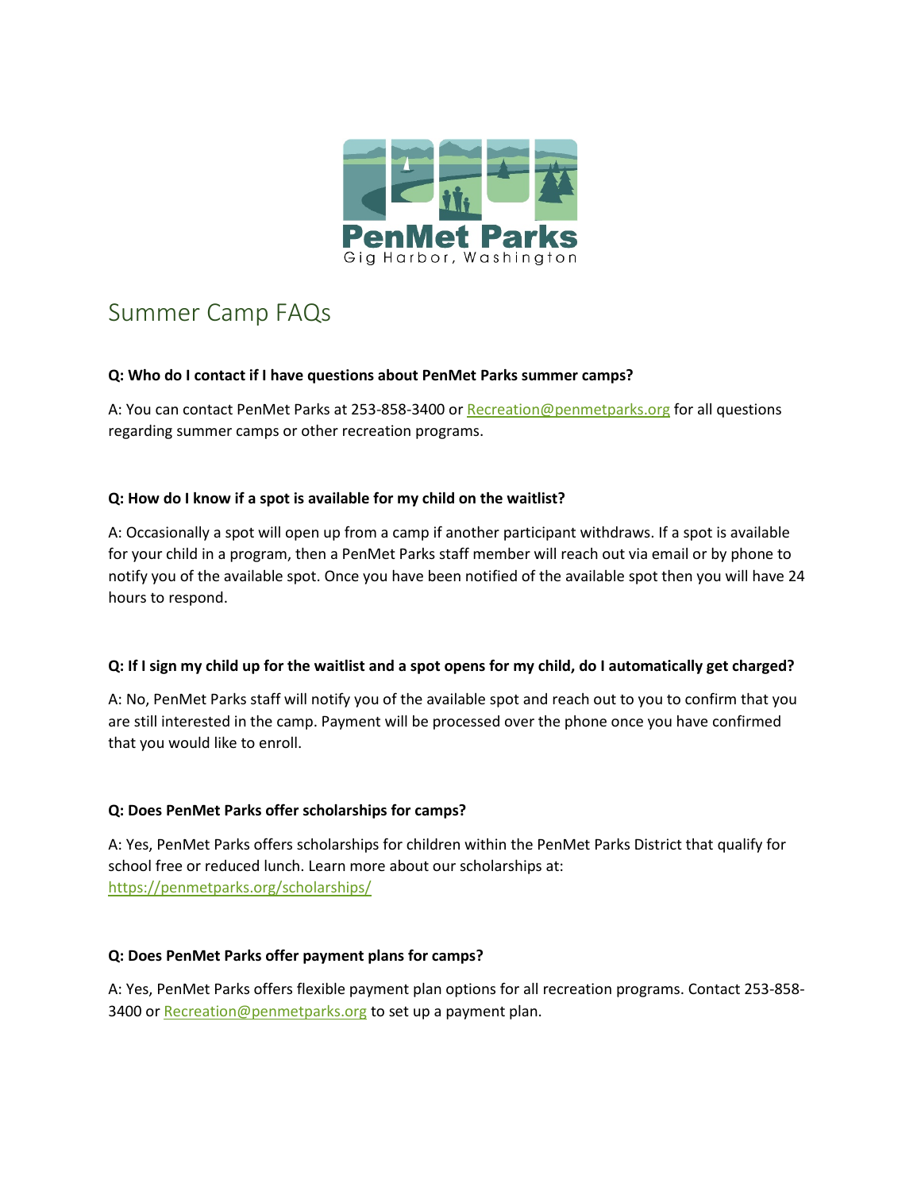PenMet Parks
Gig Harbor, Washington

# Summer Camp FAQs

**Q: Who do I contact if I have questions about PenMet Parks summer camps?**

A: You can contact PenMet Parks at 253-858-3400 or Recreation@penmetparks.org for all questions regarding summer camps or other recreation programs.

**Q: How do I know if a spot is available for my child on the waitlist?**

A: Occasionally a spot will open up from a camp if another participant withdraws. If a spot is available for your child in a program, then a PenMet Parks staff member will reach out via email or by phone to notify you of the available spot. Once you have been notified of the available spot then you will have 24 hours to respond.

**Q: If I sign my child up for the waitlist and a spot opens for my child, do I automatically get charged?**

A: No, PenMet Parks staff will notify you of the available spot and reach out to you to confirm that you are still interested in the camp. Payment will be processed over the phone once you have confirmed that you would like to enroll.

**Q: Does PenMet Parks offer scholarships for camps?**

A: Yes, PenMet Parks offers scholarships for children within the PenMet Parks District that qualify for school free or reduced lunch. Learn more about our scholarships at: https://penmetparks.org/scholarships/

**Q: Does PenMet Parks offer payment plans for camps?**

A: Yes, PenMet Parks offers flexible payment plan options for all recreation programs. Contact 253-858-3400 or Recreation@penmetparks.org to set up a payment plan.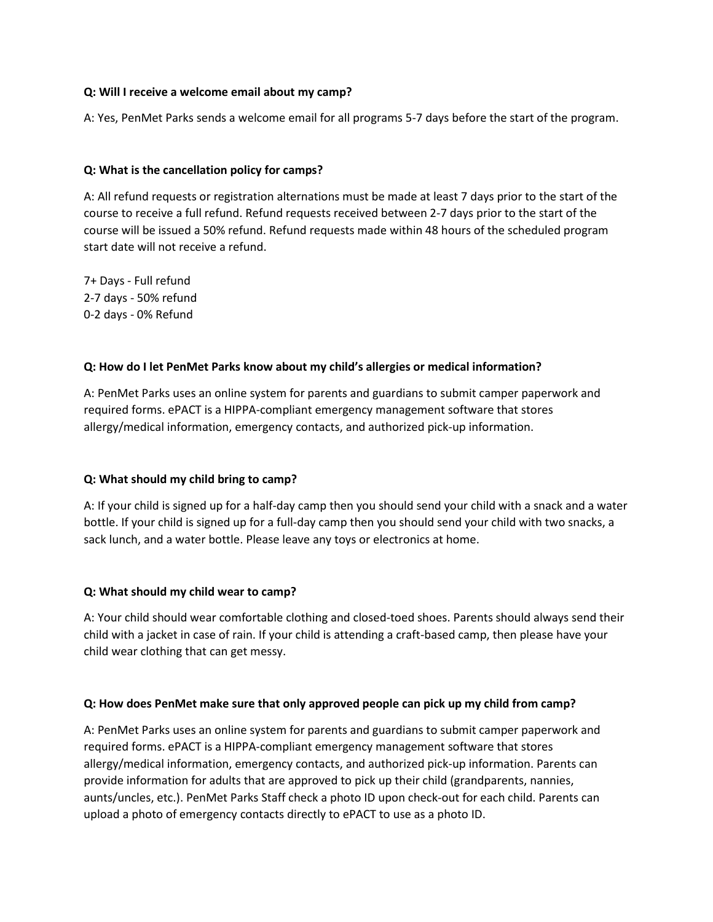**Q: Will I receive a welcome email about my camp?**

A: Yes, PenMet Parks sends a welcome email for all programs 5-7 days before the start of the program.

**Q: What is the cancellation policy for camps?**

A: All refund requests or registration alternations must be made at least 7 days prior to the start of the course to receive a full refund. Refund requests received between 2-7 days prior to the start of the course will be issued a 50% refund. Refund requests made within 48 hours of the scheduled program start date will not receive a refund.

7+ Days - Full refund
2-7 days - 50% refund
0-2 days - 0% Refund

**Q: How do I let PenMet Parks know about my child's allergies or medical information?**

A: PenMet Parks uses an online system for parents and guardians to submit camper paperwork and required forms. ePACT is a HIPPA-compliant emergency management software that stores allergy/medical information, emergency contacts, and authorized pick-up information.

**Q: What should my child bring to camp?**

A: If your child is signed up for a half-day camp then you should send your child with a snack and a water bottle. If your child is signed up for a full-day camp then you should send your child with two snacks, a sack lunch, and a water bottle. Please leave any toys or electronics at home.

**Q: What should my child wear to camp?**

A: Your child should wear comfortable clothing and closed-toed shoes. Parents should always send their child with a jacket in case of rain. If your child is attending a craft-based camp, then please have your child wear clothing that can get messy.

**Q: How does PenMet make sure that only approved people can pick up my child from camp?**

A: PenMet Parks uses an online system for parents and guardians to submit camper paperwork and required forms. ePACT is a HIPPA-compliant emergency management software that stores allergy/medical information, emergency contacts, and authorized pick-up information. Parents can provide information for adults that are approved to pick up their child (grandparents, nannies, aunts/uncles, etc.). PenMet Parks Staff check a photo ID upon check-out for each child. Parents can upload a photo of emergency contacts directly to ePACT to use as a photo ID.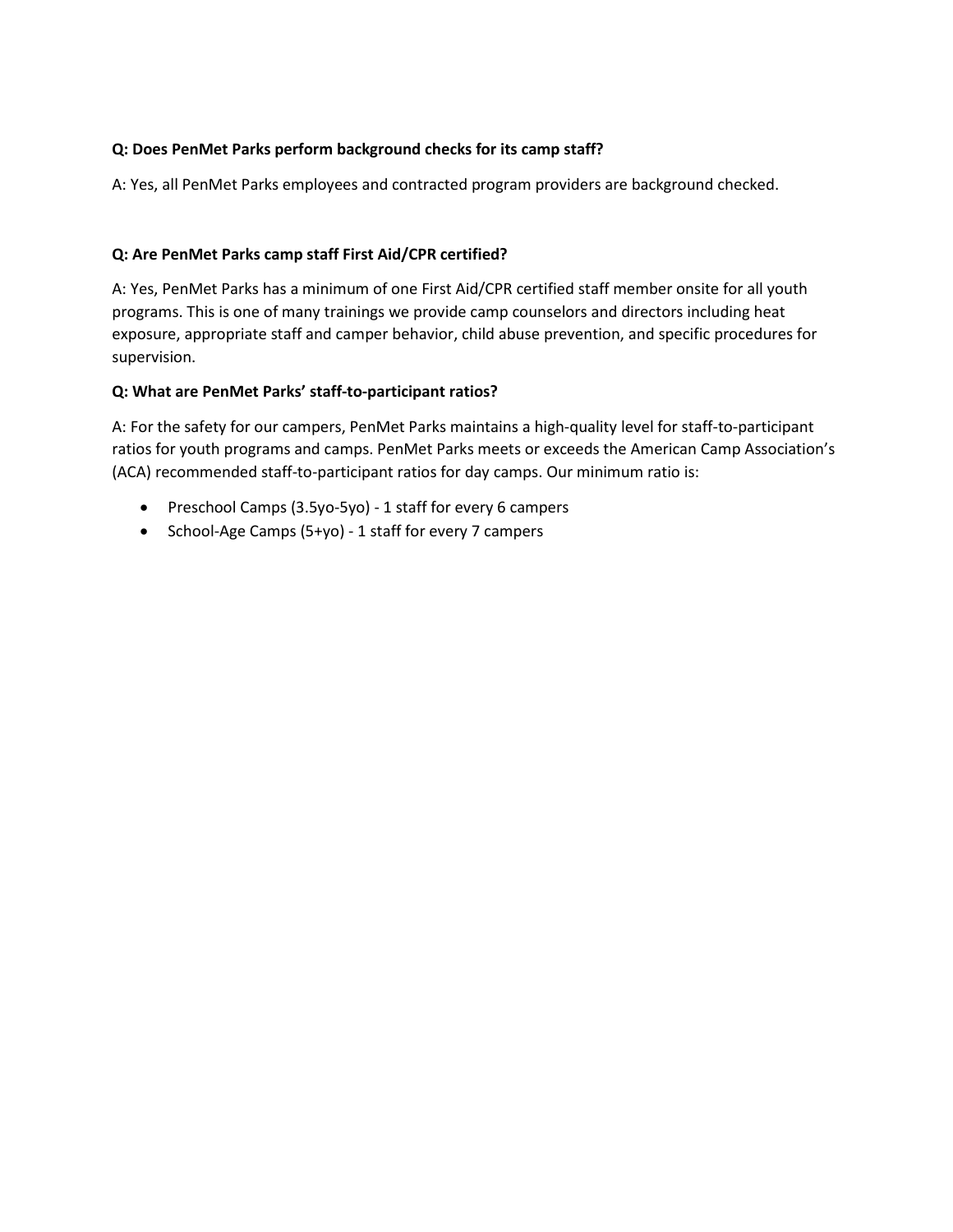**Q: Does PenMet Parks perform background checks for its camp staff?**

A: Yes, all PenMet Parks employees and contracted program providers are background checked.

**Q: Are PenMet Parks camp staff First Aid/CPR certified?**

A: Yes, PenMet Parks has a minimum of one First Aid/CPR certified staff member onsite for all youth programs. This is one of many trainings we provide camp counselors and directors including heat exposure, appropriate staff and camper behavior, child abuse prevention, and specific procedures for supervision.

**Q: What are PenMet Parks' staff-to-participant ratios?**

A: For the safety for our campers, PenMet Parks maintains a high-quality level for staff-to-participant ratios for youth programs and camps. PenMet Parks meets or exceeds the American Camp Association's (ACA) recommended staff-to-participant ratios for day camps. Our minimum ratio is:

- Preschool Camps (3.5yo-5yo) - 1 staff for every 6 campers
- School-Age Camps (5+yo) - 1 staff for every 7 campers